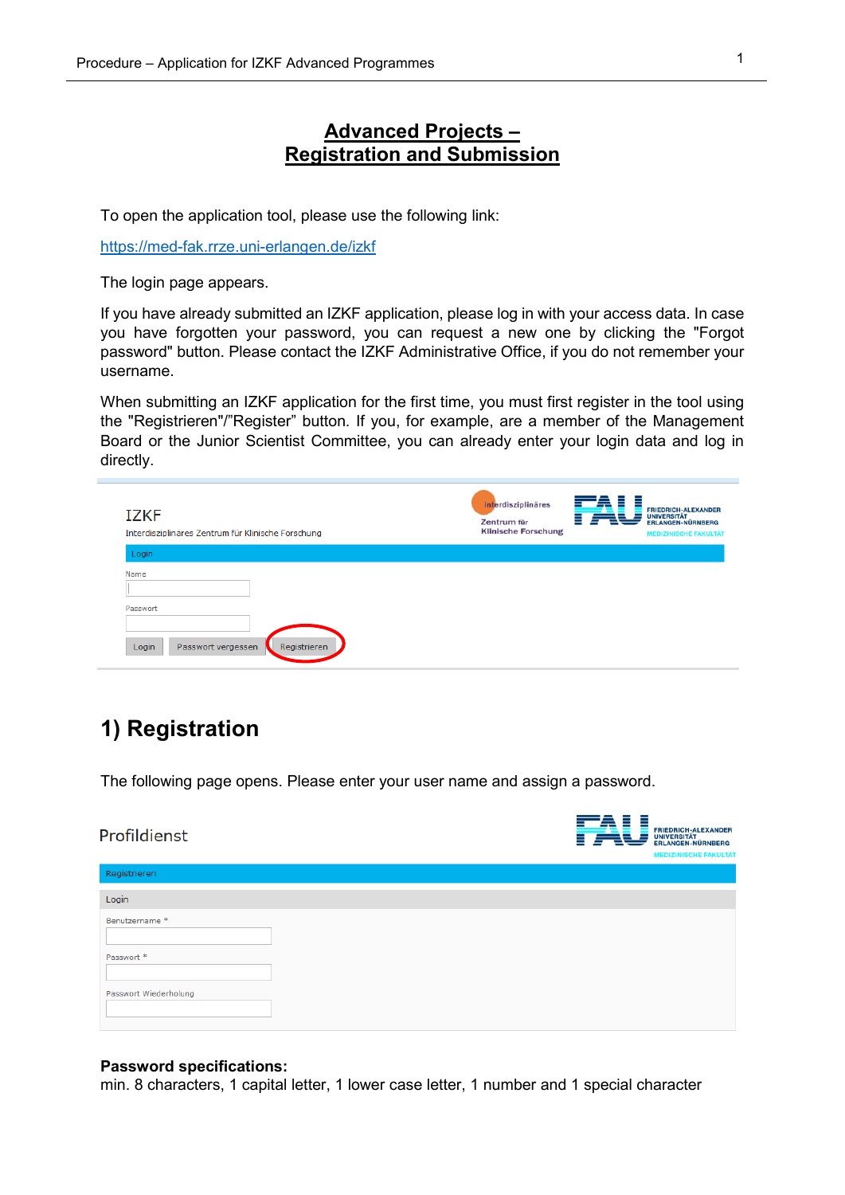# Advanced Projects – Registration and Submission

To open the application tool, please use the following link:

[https://med-fak.rrze.uni-erlangen.de/izkf](https://med-fak.rrze.uni-erlangen.de/izkf)

The login page appears.

If you have already submitted an IZKF application, please log in with your access data. In case you have forgotten your password, you can request a new one by clicking the "Forgot password" button. Please contact the IZKF Administrative Office, if you do not remember your username.

When submitting an IZKF application for the first time, you must first register in the tool using the "Registrieren"/"Register" button. If you, for example, are a member of the Management Board or the Junior Scientist Committee, you can already enter your login data and log in directly.

IZKF
Interdisziplinäres Zentrum für Klinische Forschung

Login

Name

Passwort

Login | Passwort vergessen | Registrieren

## 1) Registration

The following page opens. Please enter your user name and assign a password.

Profildienst

Registrieren

Login

Benutzername *

Passwort *

Passwort Wiederholung

**Password specifications:**
min. 8 characters, 1 capital letter, 1 lower case letter, 1 number and 1 special character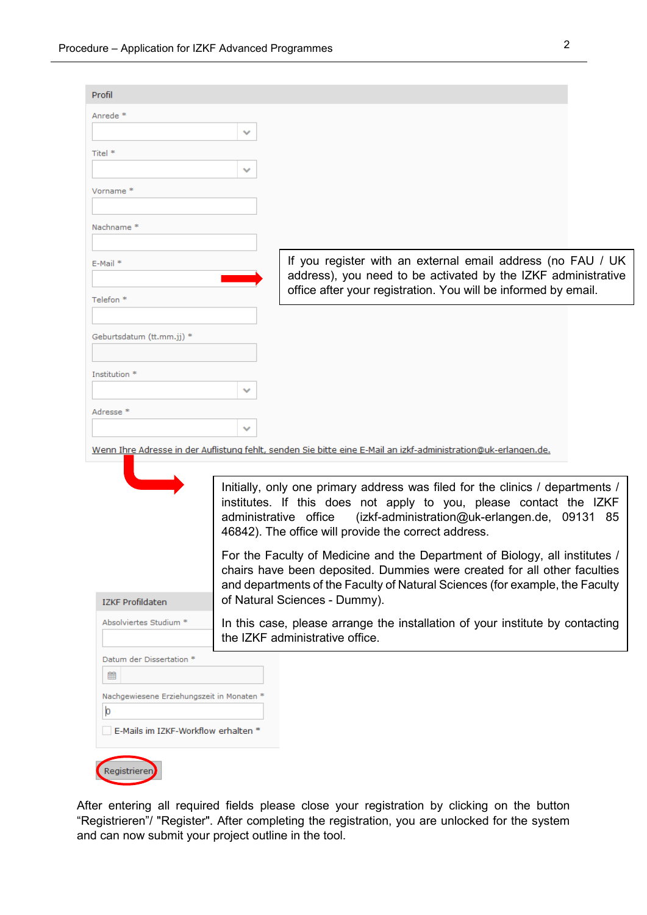Profil

Anrede *

Titel *

Vorname *

Nachname *

E-Mail *

Telefon *

Geburtsdatum (tt.mm.jj) *

Institution *

Adresse *

Wenn Ihre Adresse in der Auflistung fehlt, senden Sie bitte eine E-Mail an izkf-administration@uk-erlangen.de.

If you register with an external email address (no FAU / UK address), you need to be activated by the IZKF administrative office after your registration. You will be informed by email.

Initially, only one primary address was filed for the clinics / departments / institutes. If this does not apply to you, please contact the IZKF administrative office (izkf-administration@uk-erlangen.de, 09131 85 46842). The office will provide the correct address.

For the Faculty of Medicine and the Department of Biology, all institutes / chairs have been deposited. Dummies were created for all other faculties and departments of the Faculty of Natural Sciences (for example, the Faculty of Natural Sciences - Dummy).

In this case, please arrange the installation of your institute by contacting the IZKF administrative office.

IZKF Profildaten

Absolviertes Studium *

Datum der Dissertation *

Nachgewiesene Erziehungszeit in Monaten *

0

E-Mails im IZKF-Workflow erhalten *

Registrieren

After entering all required fields please close your registration by clicking on the button “Registrieren”/ "Register". After completing the registration, you are unlocked for the system and can now submit your project outline in the tool.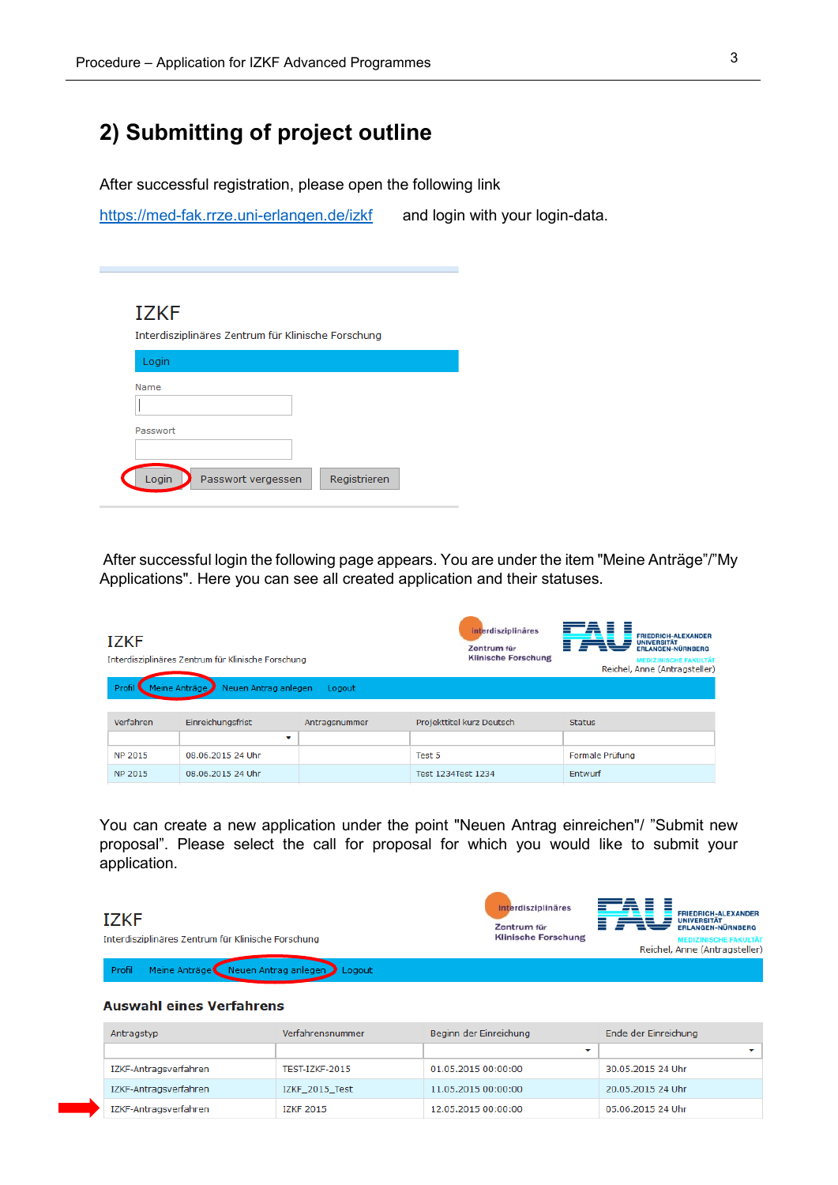## 2) Submitting of project outline

After successful registration, please open the following link

https://med-fak.rrze.uni-erlangen.de/izkf and login with your login-data.

IZKF

Interdisziplinäres Zentrum für Klinische Forschung

Login

Name

Passwort

Login | Passwort vergessen | Registrieren

After successful login the following page appears. You are under the item "Meine Anträge"/"My Applications". Here you can see all created application and their statuses.

IZKF

Interdisziplinäres Zentrum für Klinische Forschung

Interdisziplinäres Zentrum für Klinische Forschung

FRIEDRICH-ALEXANDER UNIVERSITÄT ERLANGEN-NÜRNBERG MEDIZINISCHE FAKULTÄT

Reichel, Anne (Antragsteller)

Profil | Meine Anträge | Neuen Antrag anlegen | Logout

| Verfahren | Einreichungsfrist | Antragsnummer | Projekttitel kurz Deutsch | Status |
|---|---|---|---|---|
| NP 2015 | 08.06.2015 24 Uhr | | Test 5 | Formale Prüfung |
| NP 2015 | 08.06.2015 24 Uhr | | Test 1234Test 1234 | Entwurf |

You can create a new application under the point "Neuen Antrag einreichen"/ "Submit new proposal". Please select the call for proposal for which you would like to submit your application.

IZKF

Interdisziplinäres Zentrum für Klinische Forschung

Interdisziplinäres Zentrum für Klinische Forschung

FRIEDRICH-ALEXANDER UNIVERSITÄT ERLANGEN-NÜRNBERG MEDIZINISCHE FAKULTÄT

Reichel, Anne (Antragsteller)

Profil | Meine Anträge | Neuen Antrag anlegen | Logout

**Auswahl eines Verfahrens**

| Antragstyp | Verfahrensnummer | Beginn der Einreichung | Ende der Einreichung |
|---|---|---|---|
| IZKF-Antragsverfahren | TEST-IZKF-2015 | 01.05.2015 00:00:00 | 30.05.2015 24 Uhr |
| IZKF-Antragsverfahren | IZKF_2015_Test | 11.05.2015 00:00:00 | 20.05.2015 24 Uhr |
| IZKF-Antragsverfahren | IZKF 2015 | 12.05.2015 00:00:00 | 05.06.2015 24 Uhr |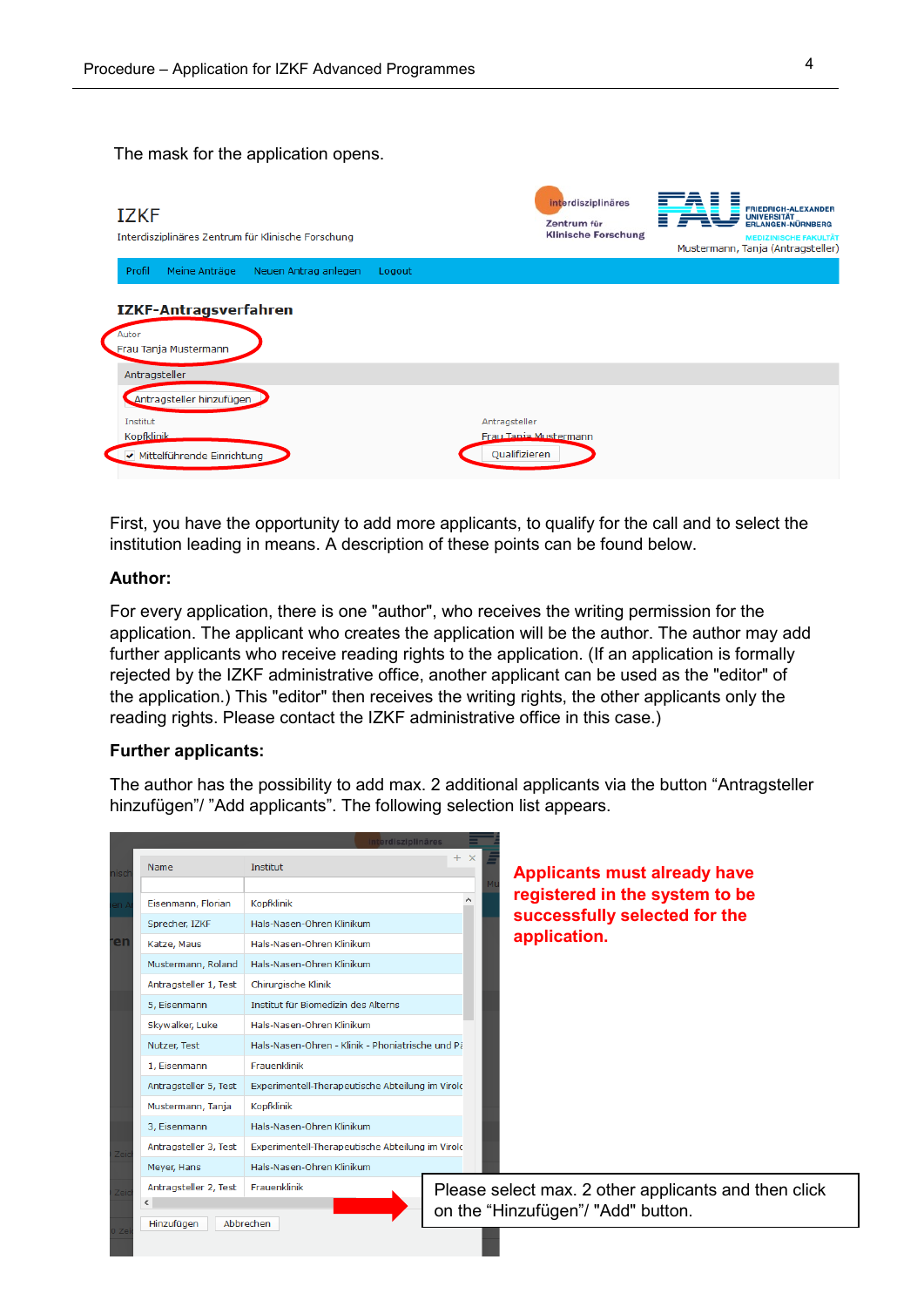The mask for the application opens.

First, you have the opportunity to add more applicants, to qualify for the call and to select the institution leading in means. A description of these points can be found below.

**Author:**

For every application, there is one "author", who receives the writing permission for the application. The applicant who creates the application will be the author. The author may add further applicants who receive reading rights to the application. (If an application is formally rejected by the IZKF administrative office, another applicant can be used as the "editor" of the application.) This "editor" then receives the writing rights, the other applicants only the reading rights. Please contact the IZKF administrative office in this case.)

**Further applicants:**

The author has the possibility to add max. 2 additional applicants via the button "Antragsteller hinzufügen"/ "Add applicants". The following selection list appears.

**Applicants must already have registered in the system to be successfully selected for the application.**

Please select max. 2 other applicants and then click on the "Hinzufügen"/ "Add" button.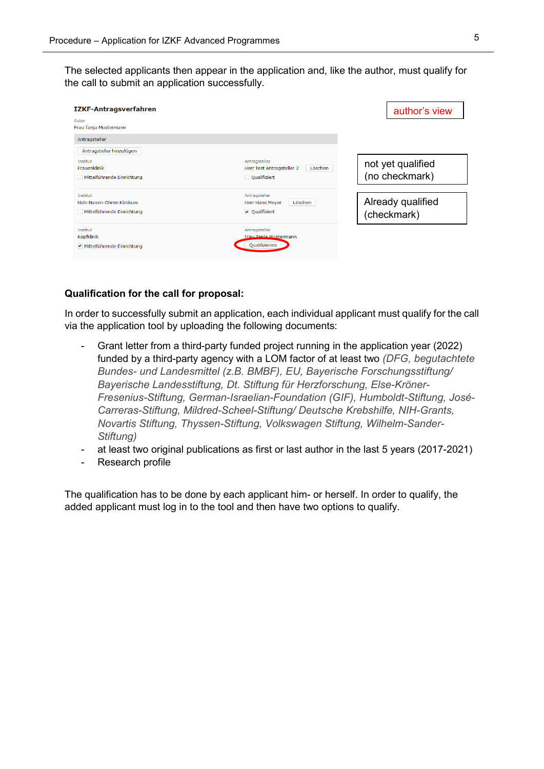The selected applicants then appear in the application and, like the author, must qualify for the call to submit an application successfully.

**IZKF-Antragsverfahren**

Autor
Frau Tanja Mustermann

Antragsteller

Antragsteller hinzufügen

| Institut | Antragsteller |
| --- | --- |
| Frauenklinik | Herr Test Antragsteller 2 · Löschen |
| ☐ Mittelführende Einrichtung | ☐ Qualifiziert |
| Hals-Nasen-Ohren Klinikum | Herr Hans Meyer · Löschen |
| ☐ Mittelführende Einrichtung | ☑ Qualifiziert |
| Kopfklinik | Frau Tanja Mustermann |
| ☑ Mittelführende Einrichtung | Qualifizieren |

author's view

not yet qualified (no checkmark)

Already qualified (checkmark)

**Qualification for the call for proposal:**

In order to successfully submit an application, each individual applicant must qualify for the call via the application tool by uploading the following documents:

- Grant letter from a third-party funded project running in the application year (2022) funded by a third-party agency with a LOM factor of at least two *(DFG, begutachtete Bundes- und Landesmittel (z.B. BMBF), EU, Bayerische Forschungsstiftung/ Bayerische Landesstiftung, Dt. Stiftung für Herzforschung, Else-Kröner-Fresenius-Stiftung, German-Israelian-Foundation (GIF), Humboldt-Stiftung, José-Carreras-Stiftung, Mildred-Scheel-Stiftung/ Deutsche Krebshilfe, NIH-Grants, Novartis Stiftung, Thyssen-Stiftung, Volkswagen Stiftung, Wilhelm-Sander-Stiftung)*
- at least two original publications as first or last author in the last 5 years (2017-2021)
- Research profile

The qualification has to be done by each applicant him- or herself. In order to qualify, the added applicant must log in to the tool and then have two options to qualify.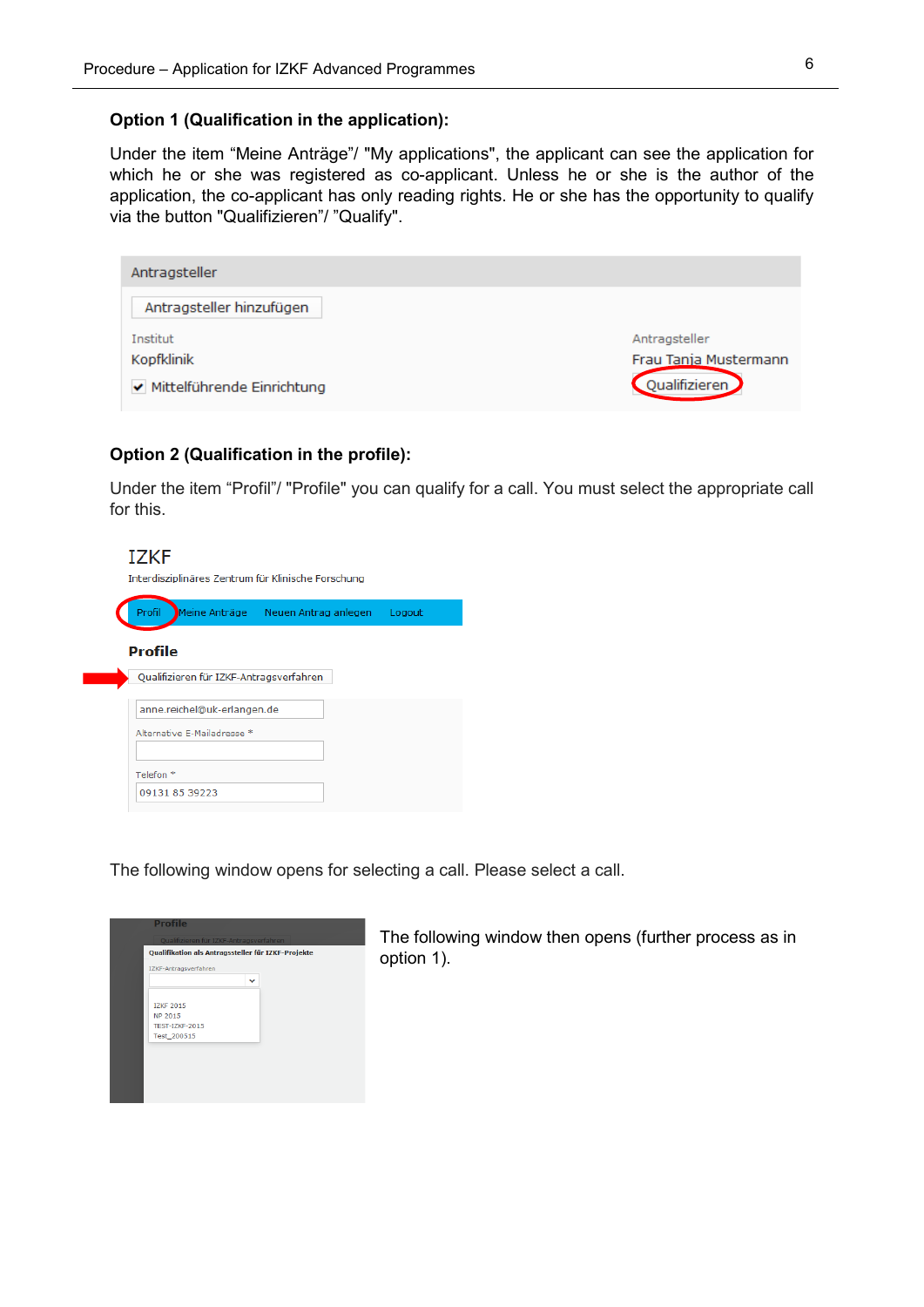**Option 1 (Qualification in the application):**

Under the item "Meine Anträge"/ "My applications", the applicant can see the application for which he or she was registered as co-applicant. Unless he or she is the author of the application, the co-applicant has only reading rights. He or she has the opportunity to qualify via the button "Qualifizieren"/ "Qualify".

**Option 2 (Qualification in the profile):**

Under the item "Profil"/ "Profile" you can qualify for a call. You must select the appropriate call for this.

The following window opens for selecting a call. Please select a call.

The following window then opens (further process as in option 1).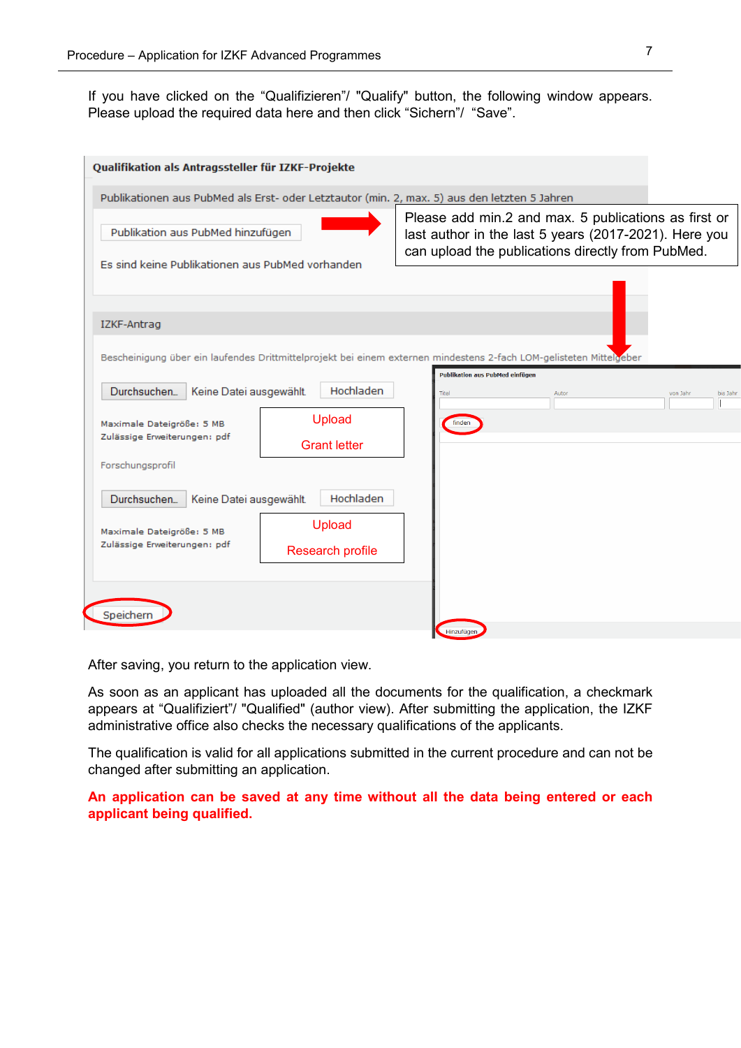If you have clicked on the “Qualifizieren”/ "Qualify" button, the following window appears. Please upload the required data here and then click “Sichern”/ “Save”.

**Qualifikation als Antragssteller für IZKF-Projekte**

Publikationen aus PubMed als Erst- oder Letztautor (min. 2, max. 5) aus den letzten 5 Jahren

Publikation aus PubMed hinzufügen

Please add min.2 and max. 5 publications as first or last author in the last 5 years (2017-2021). Here you can upload the publications directly from PubMed.

Es sind keine Publikationen aus PubMed vorhanden

IZKF-Antrag

Bescheinigung über ein laufendes Drittmittelprojekt bei einem externen mindestens 2-fach LOM-gelisteten Mittelgeber

Durchsuchen... Keine Datei ausgewählt Hochladen

Maximale Dateigröße: 5 MB
Zulässige Erweiterungen: pdf

Upload Grant letter

Forschungsprofil

Durchsuchen... Keine Datei ausgewählt Hochladen

Maximale Dateigröße: 5 MB
Zulässige Erweiterungen: pdf

Upload Research profile

Speichern

**Publikation aus PubMed einfügen**

Titel | Autor | von Jahr | bis Jahr

finden

Hinzufügen

After saving, you return to the application view.

As soon as an applicant has uploaded all the documents for the qualification, a checkmark appears at “Qualifiziert”/ "Qualified" (author view). After submitting the application, the IZKF administrative office also checks the necessary qualifications of the applicants.

The qualification is valid for all applications submitted in the current procedure and can not be changed after submitting an application.

**An application can be saved at any time without all the data being entered or each applicant being qualified.**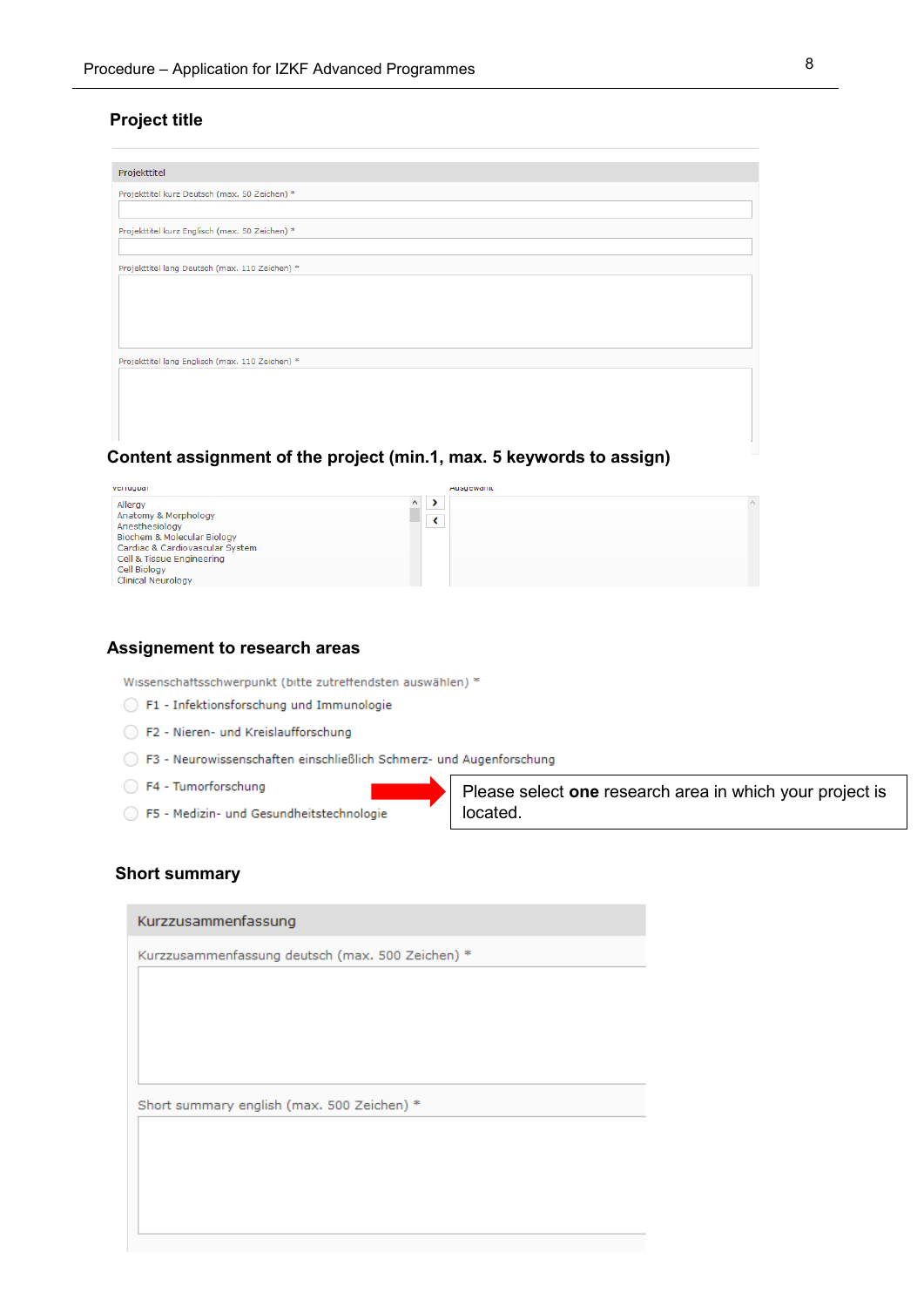## Project title

Projekttitel

Projekttitel kurz Deutsch (max. 50 Zeichen) *

Projekttitel kurz Englisch (max. 50 Zeichen) *

Projekttitel lang Deutsch (max. 110 Zeichen) *

Projekttitel lang Englisch (max. 110 Zeichen) *

## Content assignment of the project (min.1, max. 5 keywords to assign)

Verfügbar

- Allergy
- Anatomy & Morphology
- Anesthesiology
- Biochem & Molecular Biology
- Cardiac & Cardiovascular System
- Cell & Tissue Engineering
- Cell Biology
- Clinical Neurology

Ausgewählt

## Assignement to research areas

Wissenschaftsschwerpunkt (bitte zutreffendsten auswählen) *

- F1 - Infektionsforschung und Immunologie
- F2 - Nieren- und Kreislaufforschung
- F3 - Neurowissenschaften einschließlich Schmerz- und Augenforschung
- F4 - Tumorforschung
- F5 - Medizin- und Gesundheitstechnologie

Please select **one** research area in which your project is located.

## Short summary

Kurzzusammenfassung

Kurzzusammenfassung deutsch (max. 500 Zeichen) *

Short summary english (max. 500 Zeichen) *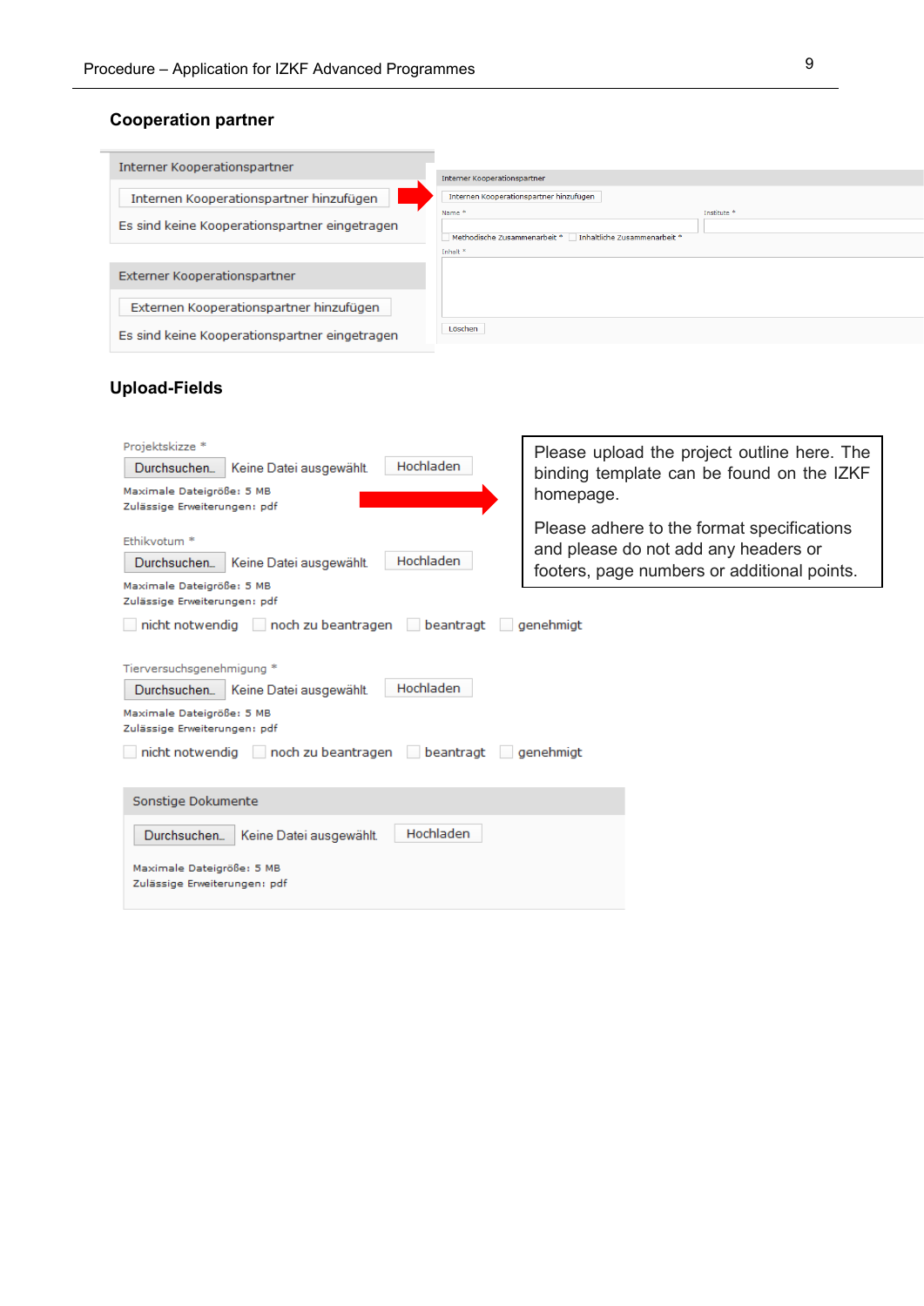## Cooperation partner

Interner Kooperationspartner

Internen Kooperationspartner hinzufügen

Es sind keine Kooperationspartner eingetragen

Externer Kooperationspartner

Externen Kooperationspartner hinzufügen

Es sind keine Kooperationspartner eingetragen

Interner Kooperationspartner

Internen Kooperationspartner hinzufügen

Name * Institute *

Methodische Zusammenarbeit * Inhaltliche Zusammenarbeit *

Inhalt *

Löschen

## Upload-Fields

Projektskizze *

Durchsuchen... Keine Datei ausgewählt. Hochladen

Maximale Dateigröße: 5 MB
Zulässige Erweiterungen: pdf

Please upload the project outline here. The binding template can be found on the IZKF homepage.

Please adhere to the format specifications and please do not add any headers or footers, page numbers or additional points.

Ethikvotum *

Durchsuchen... Keine Datei ausgewählt. Hochladen

Maximale Dateigröße: 5 MB
Zulässige Erweiterungen: pdf

nicht notwendig noch zu beantragen beantragt genehmigt

Tierversuchsgenehmigung *

Durchsuchen... Keine Datei ausgewählt. Hochladen

Maximale Dateigröße: 5 MB
Zulässige Erweiterungen: pdf

nicht notwendig noch zu beantragen beantragt genehmigt

Sonstige Dokumente

Durchsuchen... Keine Datei ausgewählt. Hochladen

Maximale Dateigröße: 5 MB
Zulässige Erweiterungen: pdf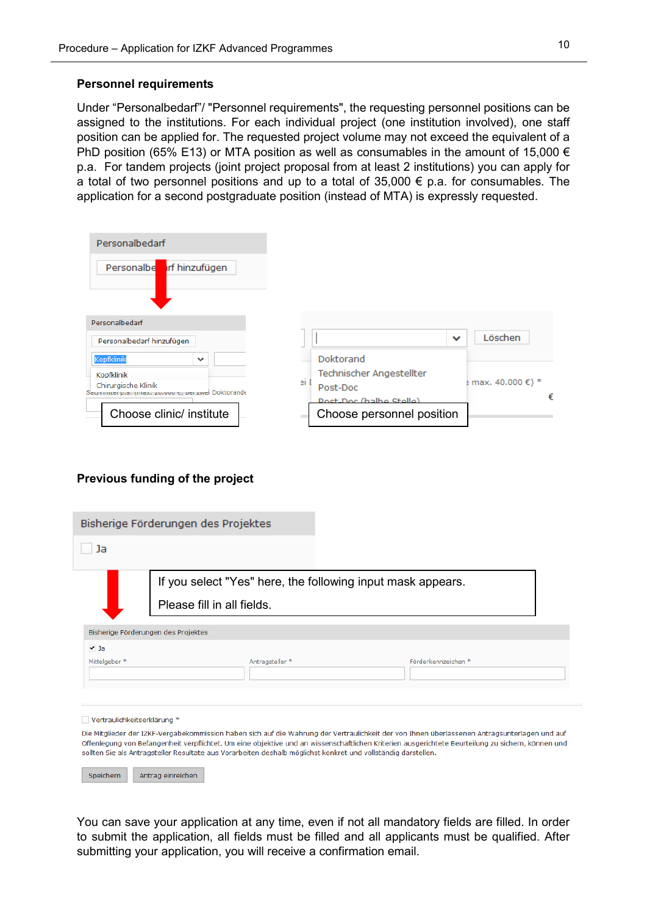### Personnel requirements

Under "Personalbedarf"/ "Personnel requirements", the requesting personnel positions can be assigned to the institutions. For each individual project (one institution involved), one staff position can be applied for. The requested project volume may not exceed the equivalent of a PhD position (65% E13) or MTA position as well as consumables in the amount of 15,000 € p.a. For tandem projects (joint project proposal from at least 2 institutions) you can apply for a total of two personnel positions and up to a total of 35,000 € p.a. for consumables. The application for a second postgraduate position (instead of MTA) is expressly requested.

Personalbedarf

Personalbedarf hinzufügen

Personalbedarf

Personalbedarf hinzufügen

Kopfklinik

Kopfklinik

Chirurgische Klinik

Choose clinic/ institute

Löschen

Doktorand

Technischer Angestellter

Post-Doc

Post-Doc (halbe Stelle)

max. 40.000 €) *

€

Choose personnel position

### Previous funding of the project

Bisherige Förderungen des Projektes

Ja

If you select "Yes" here, the following input mask appears.

Please fill in all fields.

Bisherige Förderungen des Projektes

Ja

Mittelgeber * Antragsteller * Förderkennzeichen *

Vertraulichkeitserklärung *

Die Mitglieder der IZKF-Vergabekommission haben sich auf die Wahrung der Vertraulichkeit der von Ihnen überlassenen Antragsunterlagen und auf Offenlegung von Befangenheit verpflichtet. Um eine objektive und an wissenschaftlichen Kriterien ausgerichtete Beurteilung zu sichern, können und sollten Sie als Antragsteller Resultate aus Vorarbeiten deshalb möglichst konkret und vollständig darstellen.

Speichern Antrag einreichen

You can save your application at any time, even if not all mandatory fields are filled. In order to submit the application, all fields must be filled and all applicants must be qualified. After submitting your application, you will receive a confirmation email.